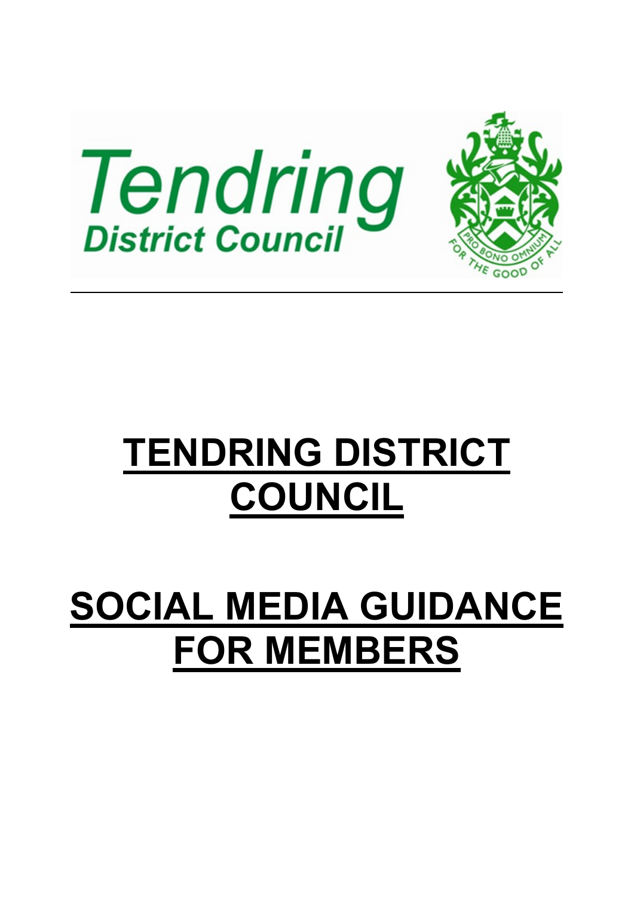Tendring District Council

PRO BONO OMNIUM

FOR THE GOOD OF ALL

# TENDRING DISTRICT COUNCIL

# SOCIAL MEDIA GUIDANCE FOR MEMBERS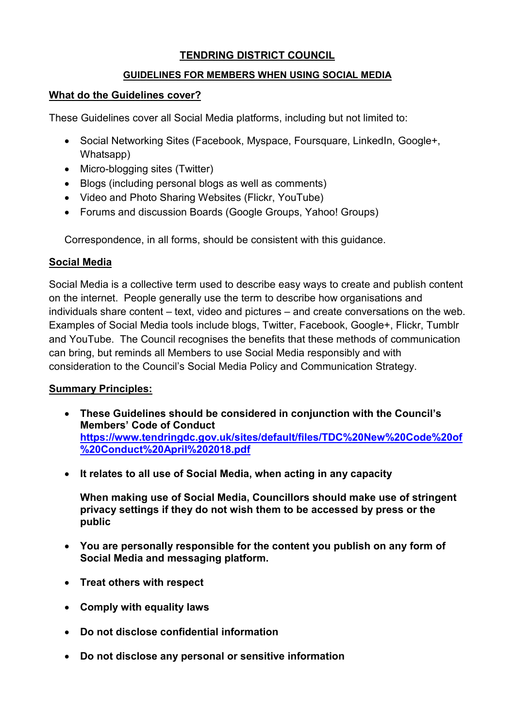# TENDRING DISTRICT COUNCIL

## GUIDELINES FOR MEMBERS WHEN USING SOCIAL MEDIA

### What do the Guidelines cover?

These Guidelines cover all Social Media platforms, including but not limited to:

- Social Networking Sites (Facebook, Myspace, Foursquare, LinkedIn, Google+, Whatsapp)
- Micro-blogging sites (Twitter)
- Blogs (including personal blogs as well as comments)
- Video and Photo Sharing Websites (Flickr, YouTube)
- Forums and discussion Boards (Google Groups, Yahoo! Groups)

Correspondence, in all forms, should be consistent with this guidance.

### Social Media

Social Media is a collective term used to describe easy ways to create and publish content on the internet. People generally use the term to describe how organisations and individuals share content – text, video and pictures – and create conversations on the web. Examples of Social Media tools include blogs, Twitter, Facebook, Google+, Flickr, Tumblr and YouTube. The Council recognises the benefits that these methods of communication can bring, but reminds all Members to use Social Media responsibly and with consideration to the Council's Social Media Policy and Communication Strategy.

### Summary Principles:

- **These Guidelines should be considered in conjunction with the Council's Members' Code of Conduct [https://www.tendringdc.gov.uk/sites/default/files/TDC%20New%20Code%20of%20Conduct%20April%202018.pdf](https://www.tendringdc.gov.uk/sites/default/files/TDC%20New%20Code%20of%20Conduct%20April%202018.pdf)**

- **It relates to all use of Social Media, when acting in any capacity**

  **When making use of Social Media, Councillors should make use of stringent privacy settings if they do not wish them to be accessed by press or the public**

- **You are personally responsible for the content you publish on any form of Social Media and messaging platform.**

- **Treat others with respect**

- **Comply with equality laws**

- **Do not disclose confidential information**

- **Do not disclose any personal or sensitive information**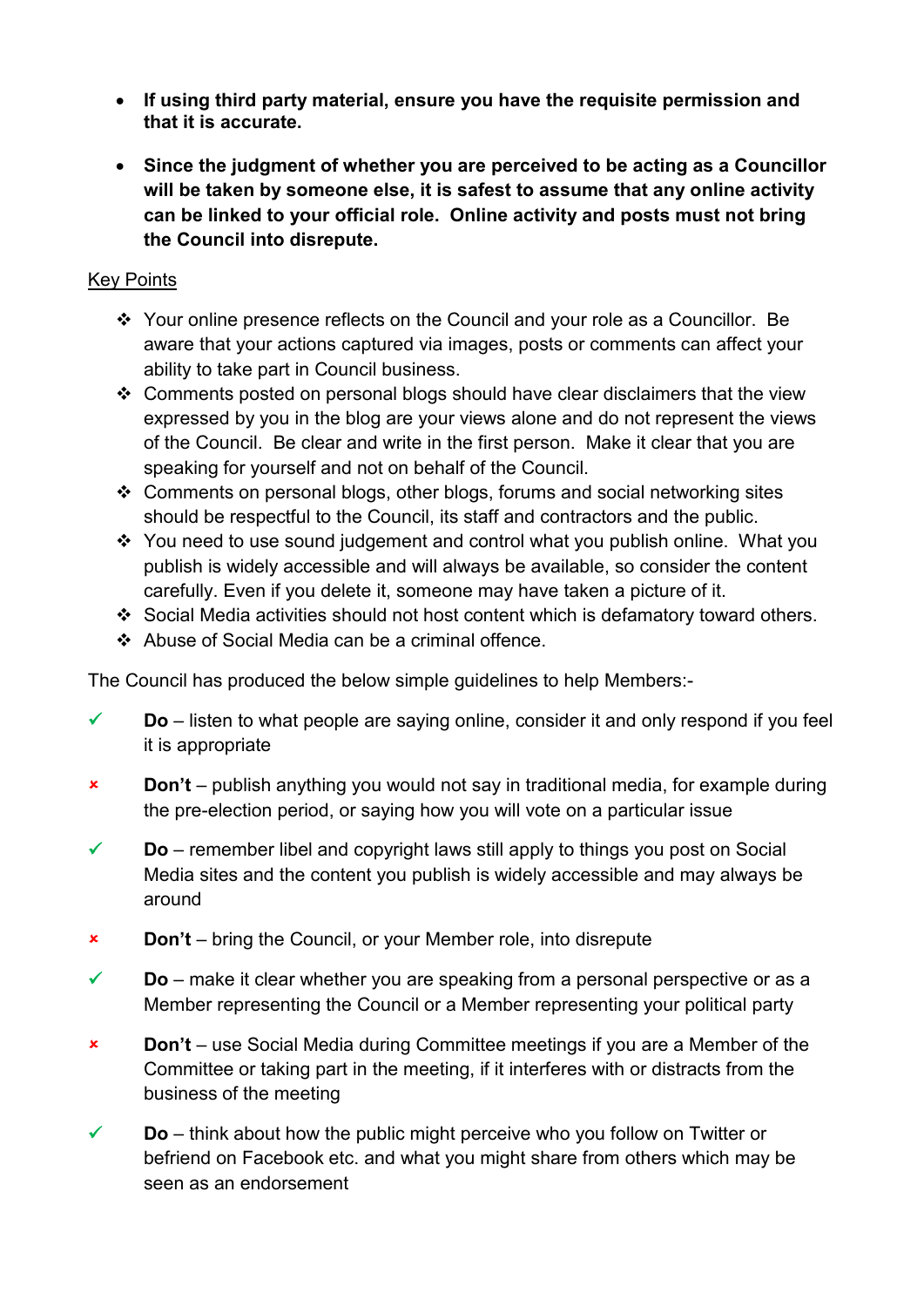- **If using third party material, ensure you have the requisite permission and that it is accurate.**

- **Since the judgment of whether you are perceived to be acting as a Councillor will be taken by someone else, it is safest to assume that any online activity can be linked to your official role. Online activity and posts must not bring the Council into disrepute.**

<u>Key Points</u>

- Your online presence reflects on the Council and your role as a Councillor. Be aware that your actions captured via images, posts or comments can affect your ability to take part in Council business.
- Comments posted on personal blogs should have clear disclaimers that the view expressed by you in the blog are your views alone and do not represent the views of the Council. Be clear and write in the first person. Make it clear that you are speaking for yourself and not on behalf of the Council.
- Comments on personal blogs, other blogs, forums and social networking sites should be respectful to the Council, its staff and contractors and the public.
- You need to use sound judgement and control what you publish online. What you publish is widely accessible and will always be available, so consider the content carefully. Even if you delete it, someone may have taken a picture of it.
- Social Media activities should not host content which is defamatory toward others.
- Abuse of Social Media can be a criminal offence.

The Council has produced the below simple guidelines to help Members:-

✓ **Do** – listen to what people are saying online, consider it and only respond if you feel it is appropriate

✗ **Don't** – publish anything you would not say in traditional media, for example during the pre-election period, or saying how you will vote on a particular issue

✓ **Do** – remember libel and copyright laws still apply to things you post on Social Media sites and the content you publish is widely accessible and may always be around

✗ **Don't** – bring the Council, or your Member role, into disrepute

✓ **Do** – make it clear whether you are speaking from a personal perspective or as a Member representing the Council or a Member representing your political party

✗ **Don't** – use Social Media during Committee meetings if you are a Member of the Committee or taking part in the meeting, if it interferes with or distracts from the business of the meeting

✓ **Do** – think about how the public might perceive who you follow on Twitter or befriend on Facebook etc. and what you might share from others which may be seen as an endorsement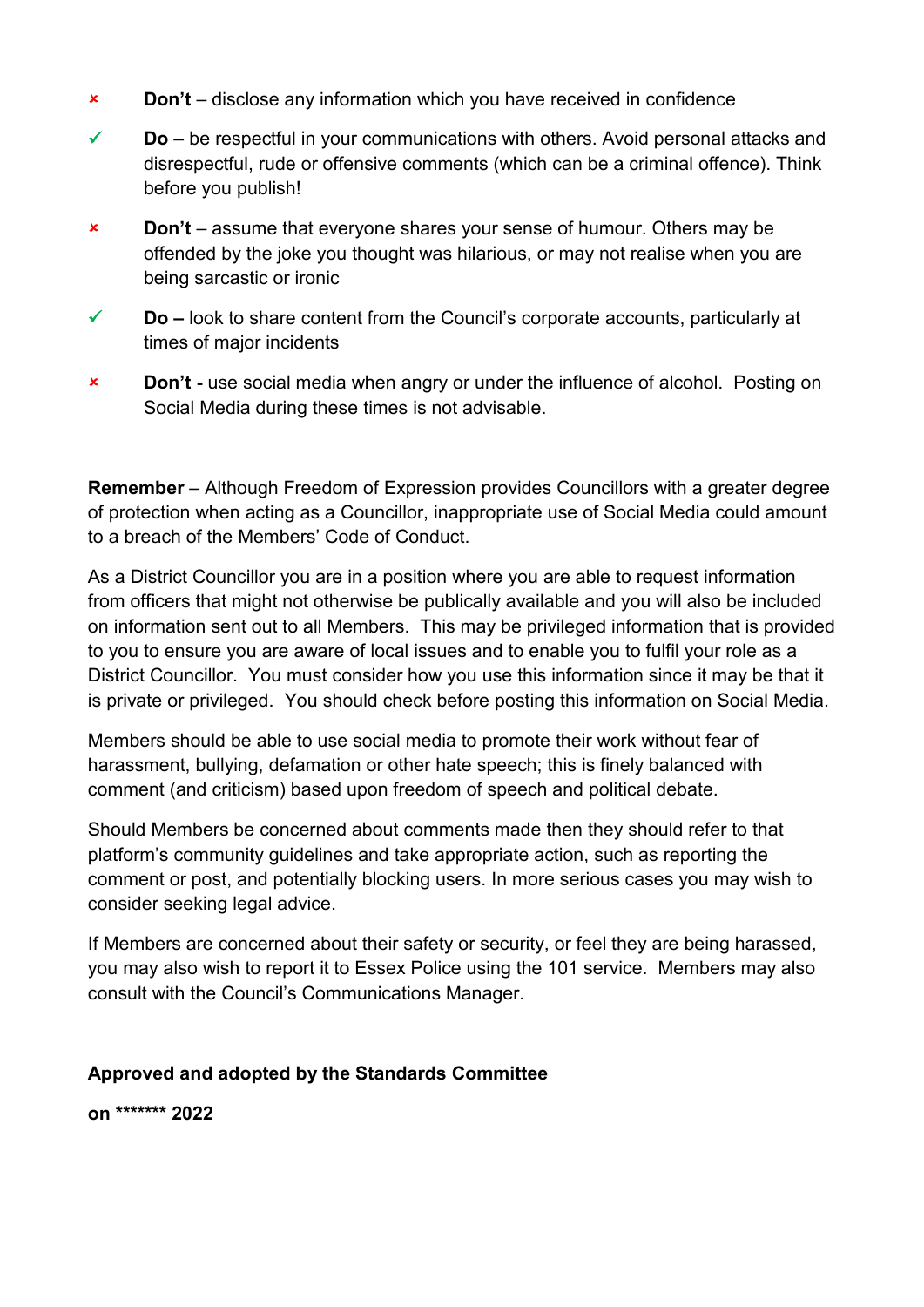- ✗ **Don't** – disclose any information which you have received in confidence
- ✓ **Do** – be respectful in your communications with others. Avoid personal attacks and disrespectful, rude or offensive comments (which can be a criminal offence). Think before you publish!
- ✗ **Don't** – assume that everyone shares your sense of humour. Others may be offended by the joke you thought was hilarious, or may not realise when you are being sarcastic or ironic
- ✓ **Do –** look to share content from the Council's corporate accounts, particularly at times of major incidents
- ✗ **Don't -** use social media when angry or under the influence of alcohol. Posting on Social Media during these times is not advisable.

**Remember** – Although Freedom of Expression provides Councillors with a greater degree of protection when acting as a Councillor, inappropriate use of Social Media could amount to a breach of the Members' Code of Conduct.

As a District Councillor you are in a position where you are able to request information from officers that might not otherwise be publically available and you will also be included on information sent out to all Members. This may be privileged information that is provided to you to ensure you are aware of local issues and to enable you to fulfil your role as a District Councillor. You must consider how you use this information since it may be that it is private or privileged. You should check before posting this information on Social Media.

Members should be able to use social media to promote their work without fear of harassment, bullying, defamation or other hate speech; this is finely balanced with comment (and criticism) based upon freedom of speech and political debate.

Should Members be concerned about comments made then they should refer to that platform's community guidelines and take appropriate action, such as reporting the comment or post, and potentially blocking users. In more serious cases you may wish to consider seeking legal advice.

If Members are concerned about their safety or security, or feel they are being harassed, you may also wish to report it to Essex Police using the 101 service. Members may also consult with the Council's Communications Manager.

**Approved and adopted by the Standards Committee**

**on ******* 2022**